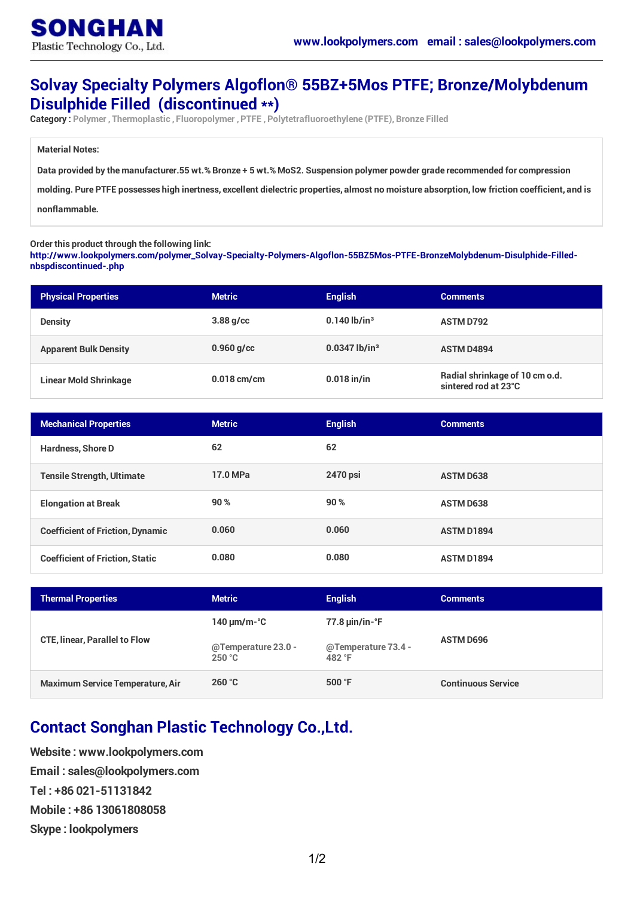SONGHAN
Plastic Technology Co., Ltd.

www.lookpolymers.com email : sales@lookpolymers.com

# Solvay Specialty Polymers Algoflon® 55BZ+5Mos PTFE; Bronze/Molybdenum Disulphide Filled (discontinued **)

**Category :** Polymer , Thermoplastic , Fluoropolymer , PTFE , Polytetrafluoroethylene (PTFE), Bronze Filled

**Material Notes:**

Data provided by the manufacturer.55 wt.% Bronze + 5 wt.% $MoS_2$. Suspension polymer powder grade recommended for compression molding. Pure PTFE possesses high inertness, excellent dielectric properties, almost no moisture absorption, low friction coefficient, and is nonflammable.

Order this product through the following link:
http://www.lookpolymers.com/polymer_Solvay-Specialty-Polymers-Algoflon-55BZ5Mos-PTFE-BronzeMolybdenum-Disulphide-Filled-nbspdiscontinued-.php

| Physical Properties | Metric | English | Comments |
|---|---|---|---|
| Density | 3.88 g/cc | 0.140 lb/in³ | ASTM D792 |
| Apparent Bulk Density | 0.960 g/cc | 0.0347 lb/in³ | ASTM D4894 |
| Linear Mold Shrinkage | 0.018 cm/cm | 0.018 in/in | Radial shrinkage of 10 cm o.d. sintered rod at 23°C |

| Mechanical Properties | Metric | English | Comments |
|---|---|---|---|
| Hardness, Shore D | 62 | 62 | |
| Tensile Strength, Ultimate | 17.0 MPa | 2470 psi | ASTM D638 |
| Elongation at Break | 90 % | 90 % | ASTM D638 |
| Coefficient of Friction, Dynamic | 0.060 | 0.060 | ASTM D1894 |
| Coefficient of Friction, Static | 0.080 | 0.080 | ASTM D1894 |

| Thermal Properties | Metric | English | Comments |
|---|---|---|---|
| CTE, linear, Parallel to Flow | 140 µm/m-°C @Temperature 23.0 - 250 °C | 77.8 µin/in-°F @Temperature 73.4 - 482 °F | ASTM D696 |
| Maximum Service Temperature, Air | 260 °C | 500 °F | Continuous Service |

## Contact Songhan Plastic Technology Co.,Ltd.

**Website :** www.lookpolymers.com
**Email :** sales@lookpolymers.com
**Tel :** +86 021-51131842
**Mobile :** +86 13061808058
**Skype :** lookpolymers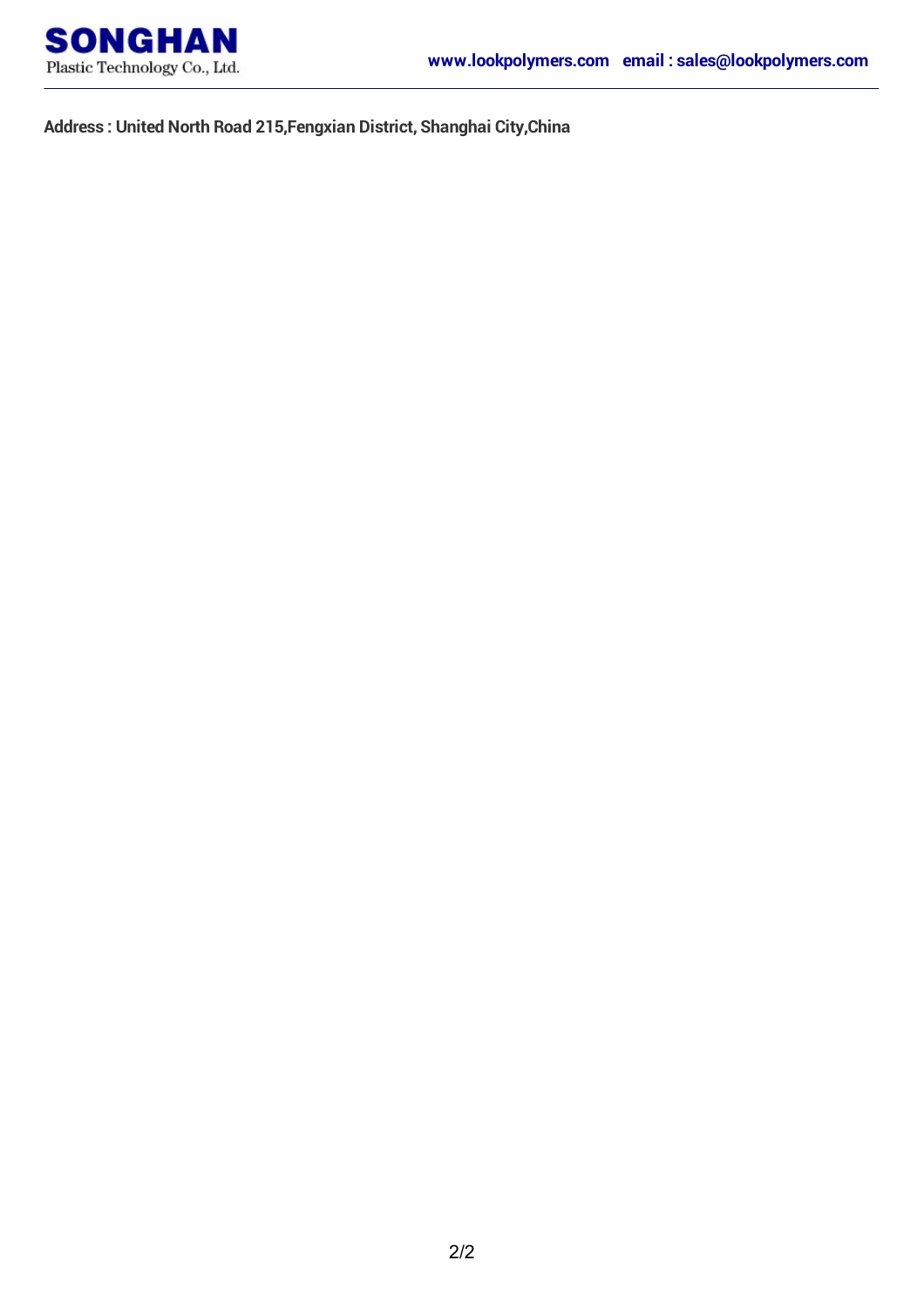**Address : United North Road 215,Fengxian District, Shanghai City,China**